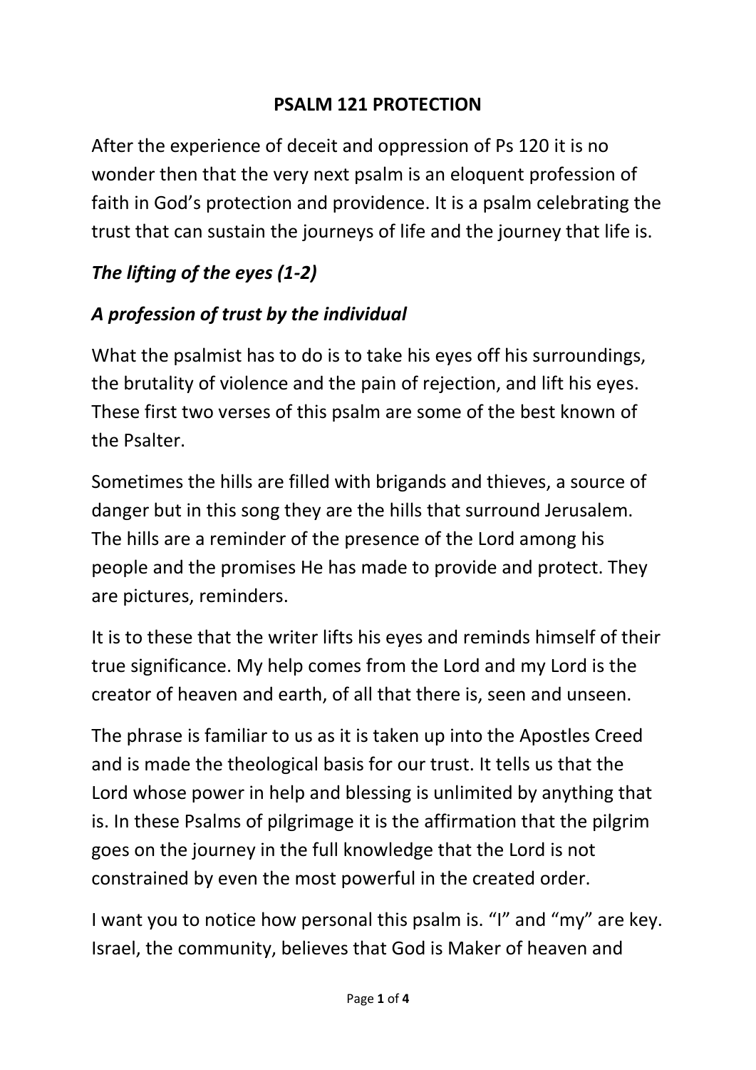# PSALM 121 PROTECTION

After the experience of deceit and oppression of Ps 120 it is no wonder then that the very next psalm is an eloquent profession of faith in God's protection and providence. It is a psalm celebrating the trust that can sustain the journeys of life and the journey that life is.

## *The lifting of the eyes (1-2)*

## *A profession of trust by the individual*

What the psalmist has to do is to take his eyes off his surroundings, the brutality of violence and the pain of rejection, and lift his eyes. These first two verses of this psalm are some of the best known of the Psalter.

Sometimes the hills are filled with brigands and thieves, a source of danger but in this song they are the hills that surround Jerusalem. The hills are a reminder of the presence of the Lord among his people and the promises He has made to provide and protect. They are pictures, reminders.

It is to these that the writer lifts his eyes and reminds himself of their true significance. My help comes from the Lord and my Lord is the creator of heaven and earth, of all that there is, seen and unseen.

The phrase is familiar to us as it is taken up into the Apostles Creed and is made the theological basis for our trust. It tells us that the Lord whose power in help and blessing is unlimited by anything that is. In these Psalms of pilgrimage it is the affirmation that the pilgrim goes on the journey in the full knowledge that the Lord is not constrained by even the most powerful in the created order.

I want you to notice how personal this psalm is. "I" and "my" are key. Israel, the community, believes that God is Maker of heaven and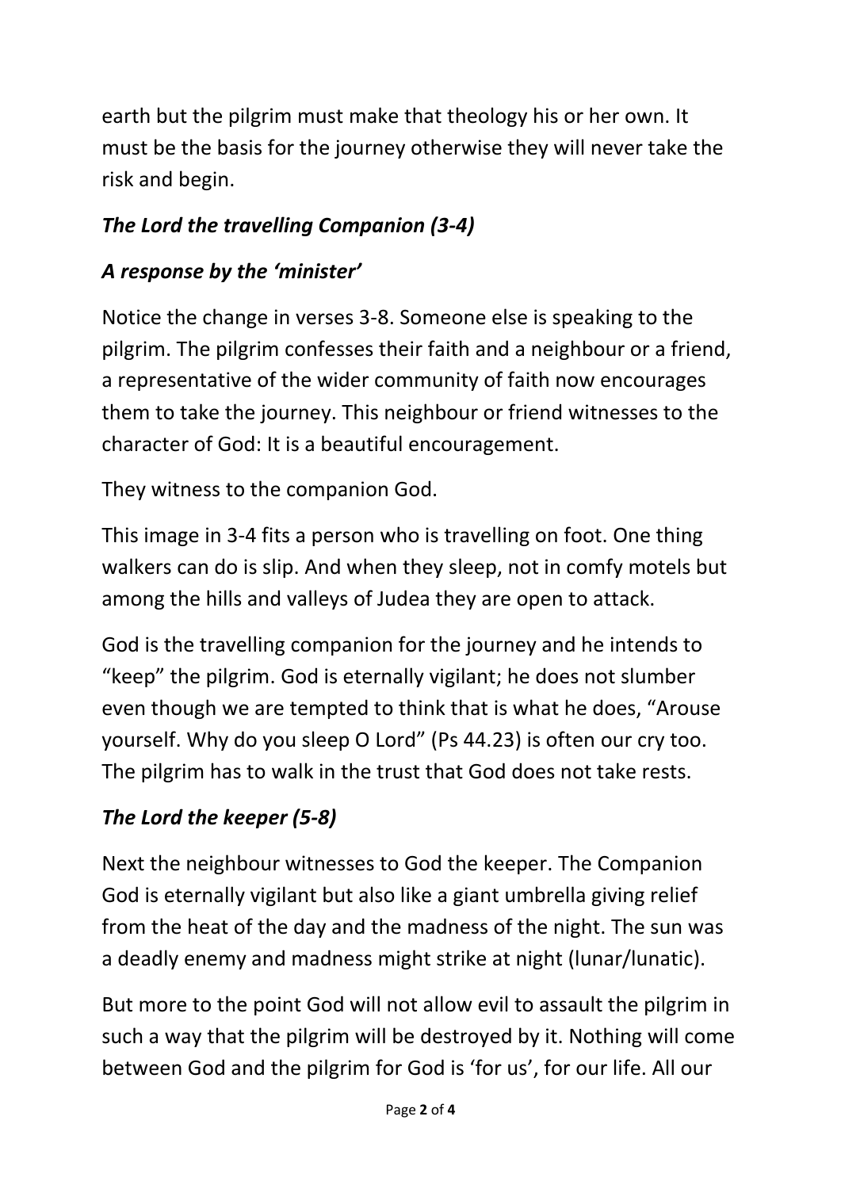earth but the pilgrim must make that theology his or her own. It must be the basis for the journey otherwise they will never take the risk and begin.

***The Lord the travelling Companion (3-4)***

***A response by the 'minister'***

Notice the change in verses 3-8. Someone else is speaking to the pilgrim. The pilgrim confesses their faith and a neighbour or a friend, a representative of the wider community of faith now encourages them to take the journey. This neighbour or friend witnesses to the character of God: It is a beautiful encouragement.

They witness to the companion God.

This image in 3-4 fits a person who is travelling on foot. One thing walkers can do is slip. And when they sleep, not in comfy motels but among the hills and valleys of Judea they are open to attack.

God is the travelling companion for the journey and he intends to "keep" the pilgrim. God is eternally vigilant; he does not slumber even though we are tempted to think that is what he does, "Arouse yourself. Why do you sleep O Lord" (Ps 44.23) is often our cry too. The pilgrim has to walk in the trust that God does not take rests.

***The Lord the keeper (5-8)***

Next the neighbour witnesses to God the keeper. The Companion God is eternally vigilant but also like a giant umbrella giving relief from the heat of the day and the madness of the night. The sun was a deadly enemy and madness might strike at night (lunar/lunatic).

But more to the point God will not allow evil to assault the pilgrim in such a way that the pilgrim will be destroyed by it. Nothing will come between God and the pilgrim for God is 'for us', for our life. All our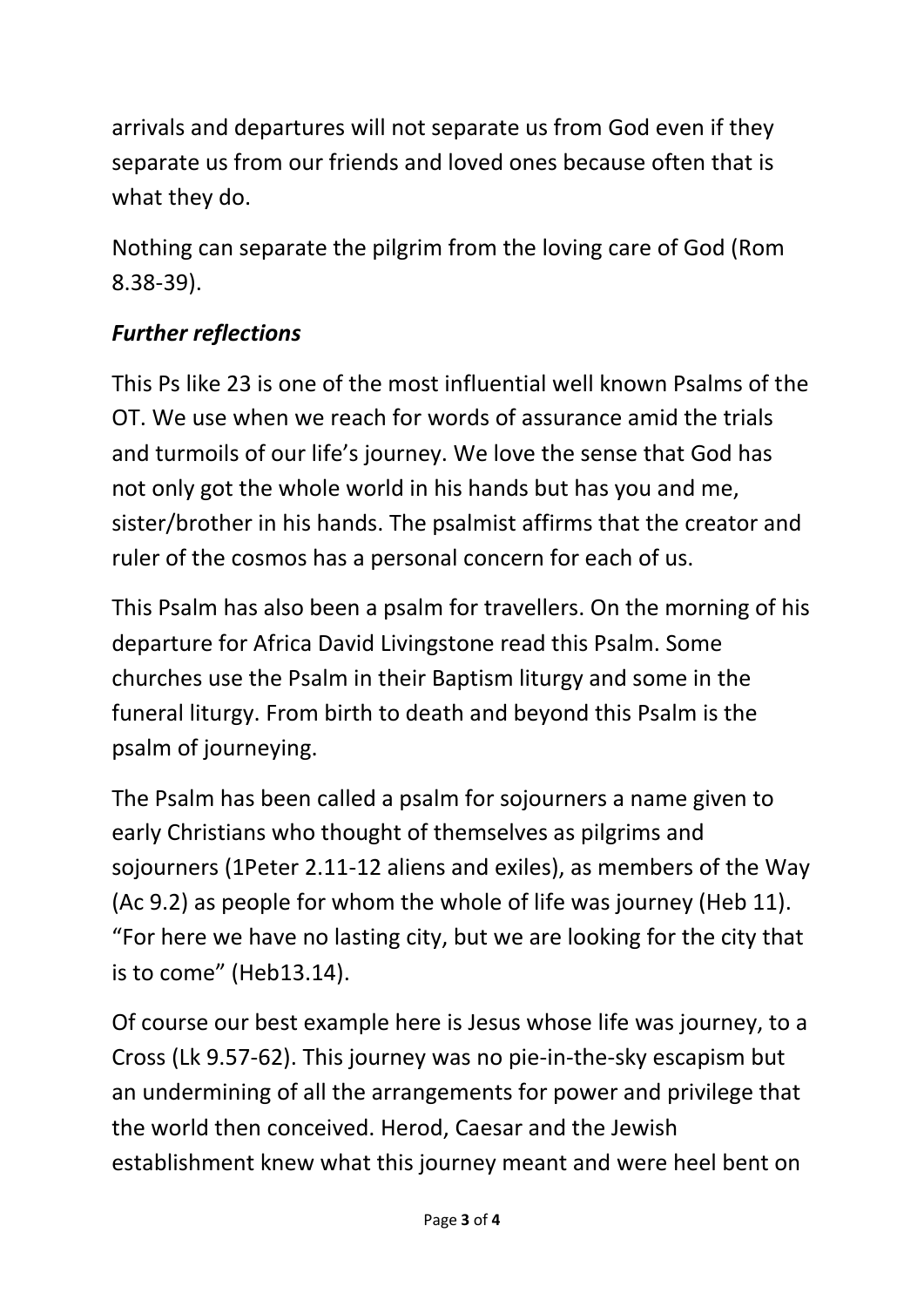arrivals and departures will not separate us from God even if they separate us from our friends and loved ones because often that is what they do.

Nothing can separate the pilgrim from the loving care of God (Rom 8.38-39).

### ***Further reflections***

This Ps like 23 is one of the most influential well known Psalms of the OT. We use when we reach for words of assurance amid the trials and turmoils of our life's journey. We love the sense that God has not only got the whole world in his hands but has you and me, sister/brother in his hands. The psalmist affirms that the creator and ruler of the cosmos has a personal concern for each of us.

This Psalm has also been a psalm for travellers. On the morning of his departure for Africa David Livingstone read this Psalm. Some churches use the Psalm in their Baptism liturgy and some in the funeral liturgy. From birth to death and beyond this Psalm is the psalm of journeying.

The Psalm has been called a psalm for sojourners a name given to early Christians who thought of themselves as pilgrims and sojourners (1Peter 2.11-12 aliens and exiles), as members of the Way (Ac 9.2) as people for whom the whole of life was journey (Heb 11). "For here we have no lasting city, but we are looking for the city that is to come" (Heb13.14).

Of course our best example here is Jesus whose life was journey, to a Cross (Lk 9.57-62). This journey was no pie-in-the-sky escapism but an undermining of all the arrangements for power and privilege that the world then conceived. Herod, Caesar and the Jewish establishment knew what this journey meant and were heel bent on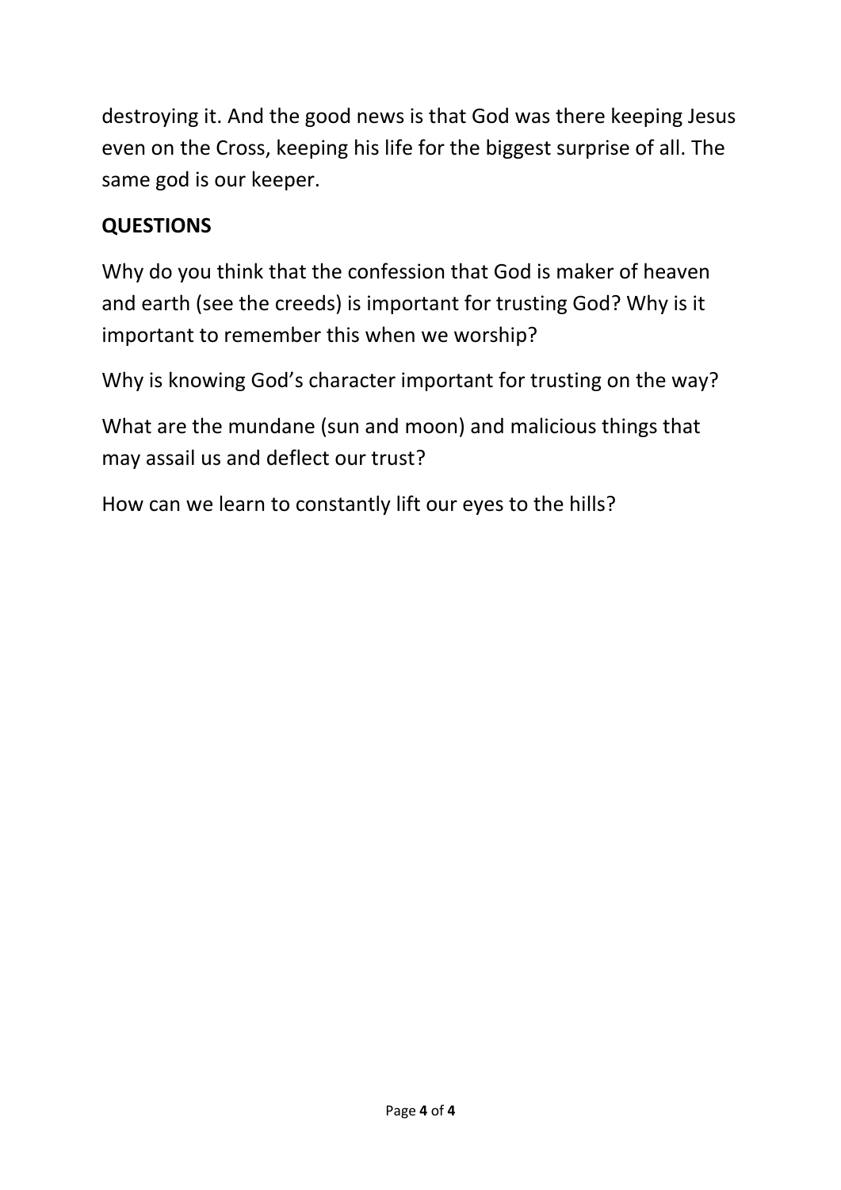destroying it. And the good news is that God was there keeping Jesus even on the Cross, keeping his life for the biggest surprise of all. The same god is our keeper.

**QUESTIONS**

Why do you think that the confession that God is maker of heaven and earth (see the creeds) is important for trusting God? Why is it important to remember this when we worship?

Why is knowing God's character important for trusting on the way?

What are the mundane (sun and moon) and malicious things that may assail us and deflect our trust?

How can we learn to constantly lift our eyes to the hills?